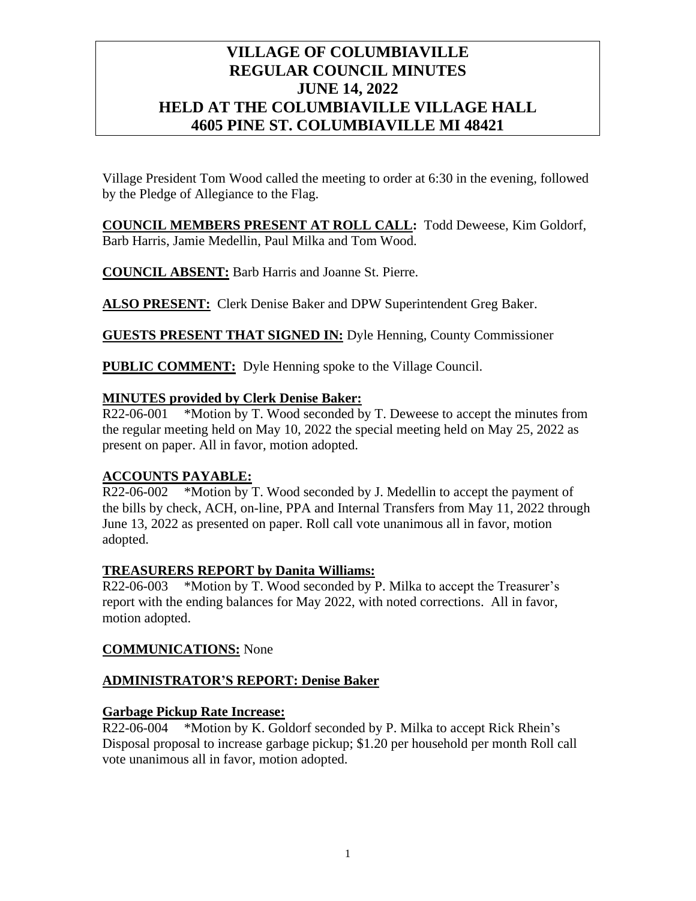# VILLAGE OF COLUMBIAVILLE
# REGULAR COUNCIL MINUTES
# JUNE 14, 2022
# HELD AT THE COLUMBIAVILLE VILLAGE HALL
# 4605 PINE ST. COLUMBIAVILLE MI 48421

Village President Tom Wood called the meeting to order at 6:30 in the evening, followed by the Pledge of Allegiance to the Flag.

**COUNCIL MEMBERS PRESENT AT ROLL CALL:** Todd Deweese, Kim Goldorf, Barb Harris, Jamie Medellin, Paul Milka and Tom Wood.

**COUNCIL ABSENT:** Barb Harris and Joanne St. Pierre.

**ALSO PRESENT:** Clerk Denise Baker and DPW Superintendent Greg Baker.

**GUESTS PRESENT THAT SIGNED IN:** Dyle Henning, County Commissioner

**PUBLIC COMMENT:** Dyle Henning spoke to the Village Council.

**MINUTES provided by Clerk Denise Baker:**

R22-06-001 *Motion by T. Wood seconded by T. Deweese to accept the minutes from the regular meeting held on May 10, 2022 the special meeting held on May 25, 2022 as present on paper. All in favor, motion adopted.

**ACCOUNTS PAYABLE:**

R22-06-002 *Motion by T. Wood seconded by J. Medellin to accept the payment of the bills by check, ACH, on-line, PPA and Internal Transfers from May 11, 2022 through June 13, 2022 as presented on paper. Roll call vote unanimous all in favor, motion adopted.

**TREASURERS REPORT by Danita Williams:**

R22-06-003 *Motion by T. Wood seconded by P. Milka to accept the Treasurer's report with the ending balances for May 2022, with noted corrections. All in favor, motion adopted.

**COMMUNICATIONS:** None

**ADMINISTRATOR'S REPORT: Denise Baker**

**Garbage Pickup Rate Increase:**

R22-06-004 *Motion by K. Goldorf seconded by P. Milka to accept Rick Rhein's Disposal proposal to increase garbage pickup; $1.20 per household per month Roll call vote unanimous all in favor, motion adopted.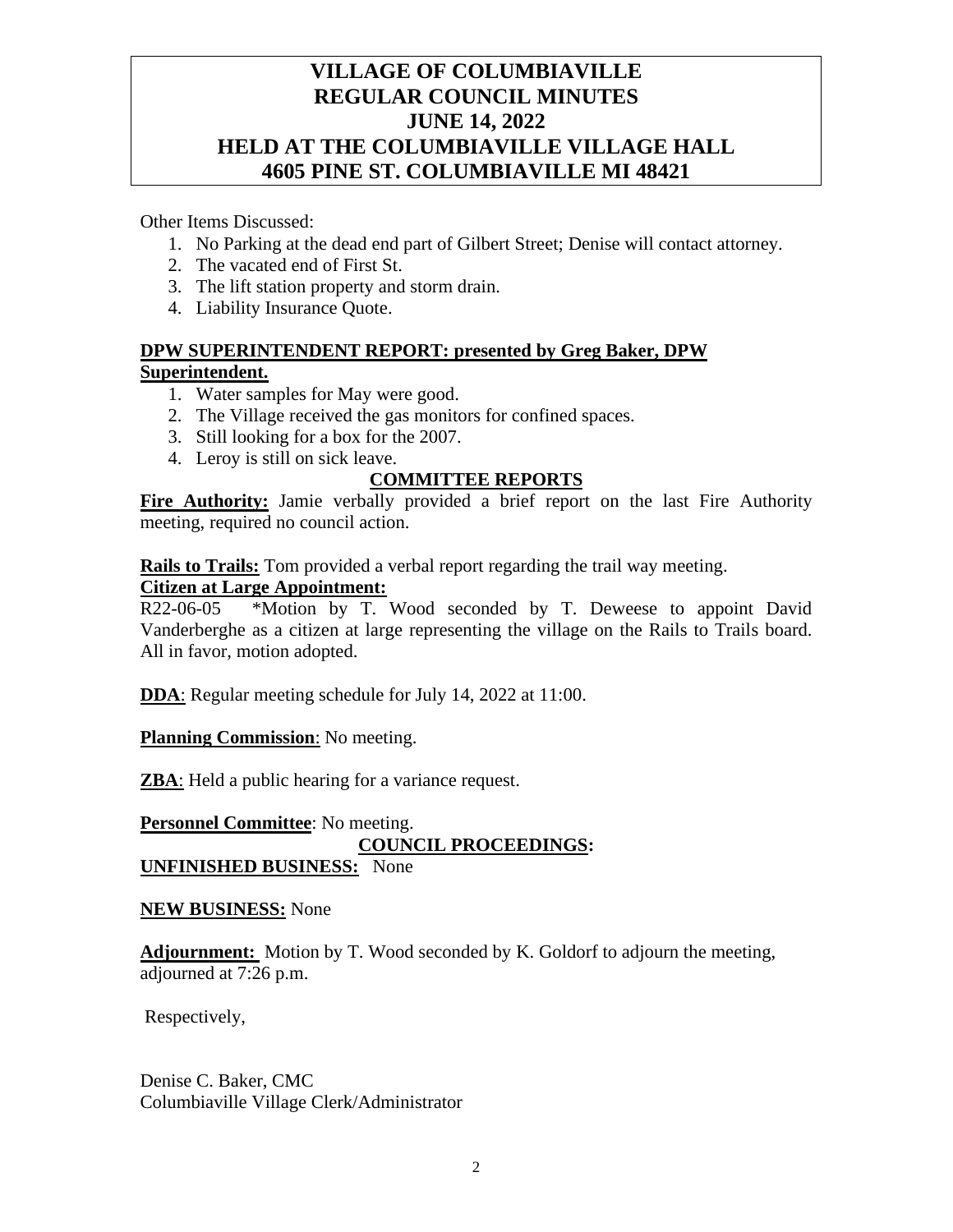# VILLAGE OF COLUMBIAVILLE
# REGULAR COUNCIL MINUTES
# JUNE 14, 2022
# HELD AT THE COLUMBIAVILLE VILLAGE HALL
# 4605 PINE ST. COLUMBIAVILLE MI 48421

Other Items Discussed:

1. No Parking at the dead end part of Gilbert Street; Denise will contact attorney.
2. The vacated end of First St.
3. The lift station property and storm drain.
4. Liability Insurance Quote.

**DPW SUPERINTENDENT REPORT: presented by Greg Baker, DPW Superintendent.**

1. Water samples for May were good.
2. The Village received the gas monitors for confined spaces.
3. Still looking for a box for the 2007.
4. Leroy is still on sick leave.

## COMMITTEE REPORTS

**Fire Authority:** Jamie verbally provided a brief report on the last Fire Authority meeting, required no council action.

**Rails to Trails:** Tom provided a verbal report regarding the trail way meeting.

**Citizen at Large Appointment:**

R22-06-05 *Motion by T. Wood seconded by T. Deweese to appoint David Vanderberghe as a citizen at large representing the village on the Rails to Trails board. All in favor, motion adopted.

**DDA**: Regular meeting schedule for July 14, 2022 at 11:00.

**Planning Commission**: No meeting.

**ZBA**: Held a public hearing for a variance request.

**Personnel Committee**: No meeting.

## COUNCIL PROCEEDINGS:

**UNFINISHED BUSINESS:** None

**NEW BUSINESS:** None

**Adjournment:** Motion by T. Wood seconded by K. Goldorf to adjourn the meeting, adjourned at 7:26 p.m.

Respectively,

Denise C. Baker, CMC
Columbiaville Village Clerk/Administrator